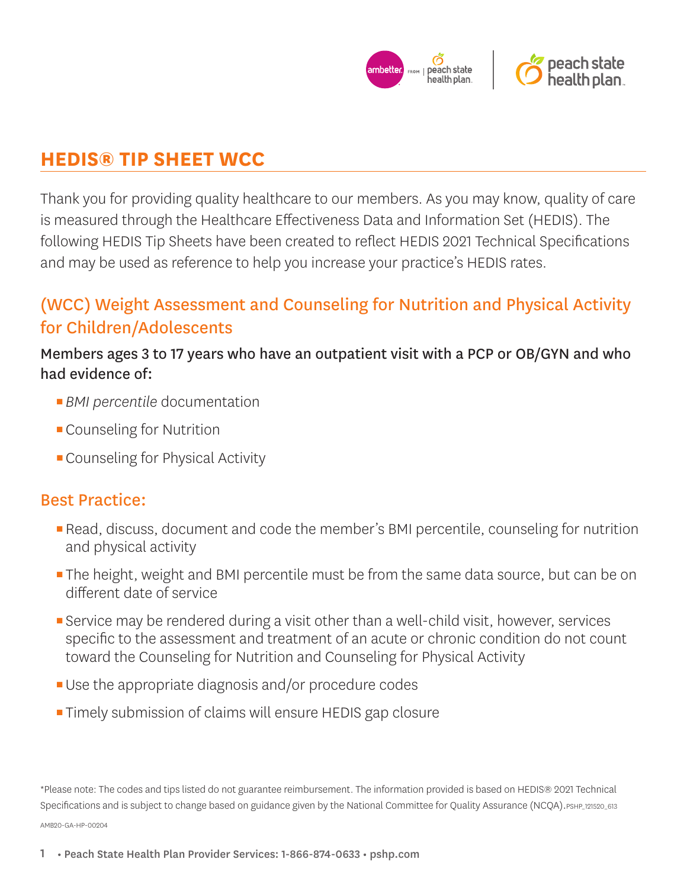# HEDIS® TIP SHEET WCC

Thank you for providing quality healthcare to our members. As you may know, quality of care is measured through the Healthcare Effectiveness Data and Information Set (HEDIS). The following HEDIS Tip Sheets have been created to reflect HEDIS 2021 Technical Specifications and may be used as reference to help you increase your practice's HEDIS rates.

## (WCC) Weight Assessment and Counseling for Nutrition and Physical Activity for Children/Adolescents

Members ages 3 to 17 years who have an outpatient visit with a PCP or OB/GYN and who had evidence of:

- *BMI percentile* documentation
- Counseling for Nutrition
- Counseling for Physical Activity

## Best Practice:

- Read, discuss, document and code the member's BMI percentile, counseling for nutrition and physical activity
- The height, weight and BMI percentile must be from the same data source, but can be on different date of service
- Service may be rendered during a visit other than a well-child visit, however, services specific to the assessment and treatment of an acute or chronic condition do not count toward the Counseling for Nutrition and Counseling for Physical Activity
- Use the appropriate diagnosis and/or procedure codes
- Timely submission of claims will ensure HEDIS gap closure

*Please note: The codes and tips listed do not guarantee reimbursement. The information provided is based on HEDIS® 2021 Technical Specifications and is subject to change based on guidance given by the National Committee for Quality Assurance (NCQA). PSHP_121520_613

AMB20-GA-HP-00204

• Peach State Health Plan Provider Services: 1-866-874-0633 • pshp.com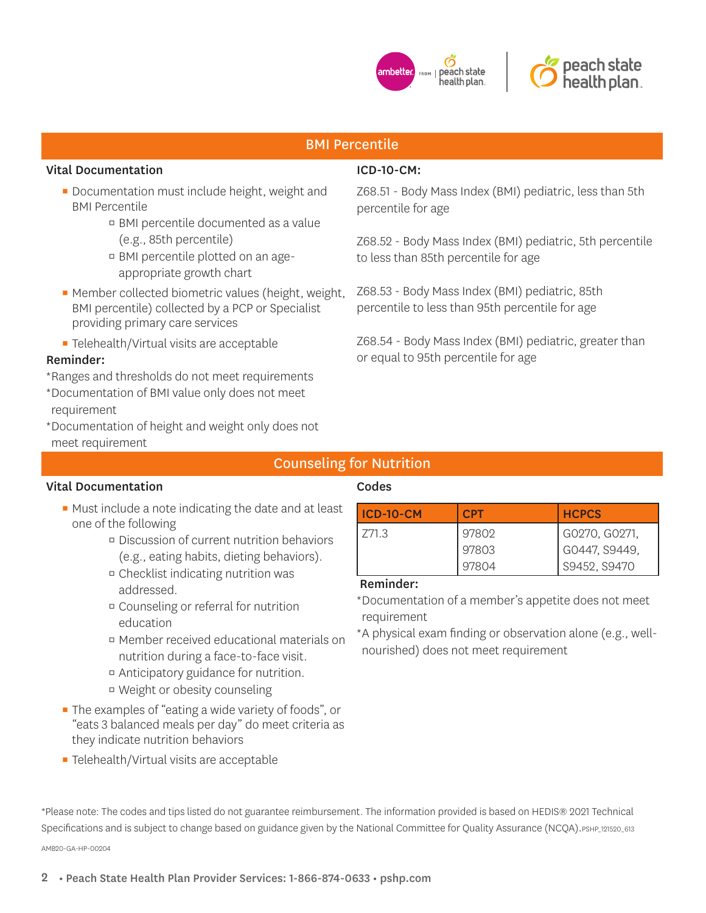## BMI Percentile

### Vital Documentation

- Documentation must include height, weight and BMI Percentile
  - BMI percentile documented as a value (e.g., 85th percentile)
  - BMI percentile plotted on an age-appropriate growth chart
- Member collected biometric values (height, weight, BMI percentile) collected by a PCP or Specialist providing primary care services
- Telehealth/Virtual visits are acceptable

**Reminder:**

*Ranges and thresholds do not meet requirements

*Documentation of BMI value only does not meet requirement

*Documentation of height and weight only does not meet requirement

### ICD-10-CM:

Z68.51 - Body Mass Index (BMI) pediatric, less than 5th percentile for age

Z68.52 - Body Mass Index (BMI) pediatric, 5th percentile to less than 85th percentile for age

Z68.53 - Body Mass Index (BMI) pediatric, 85th percentile to less than 95th percentile for age

Z68.54 - Body Mass Index (BMI) pediatric, greater than or equal to 95th percentile for age

## Counseling for Nutrition

### Vital Documentation

- Must include a note indicating the date and at least one of the following
  - Discussion of current nutrition behaviors (e.g., eating habits, dieting behaviors).
  - Checklist indicating nutrition was addressed.
  - Counseling or referral for nutrition education
  - Member received educational materials on nutrition during a face-to-face visit.
  - Anticipatory guidance for nutrition.
  - Weight or obesity counseling
- The examples of "eating a wide variety of foods", or "eats 3 balanced meals per day" do meet criteria as they indicate nutrition behaviors
- Telehealth/Virtual visits are acceptable

### Codes

| ICD-10-CM | CPT | HCPCS |
|---|---|---|
| Z71.3 | 97802<br>97803<br>97804 | G0270, G0271,<br>G0447, S9449,<br>S9452, S9470 |

**Reminder:**

*Documentation of a member's appetite does not meet requirement

*A physical exam finding or observation alone (e.g., well-nourished) does not meet requirement

*Please note: The codes and tips listed do not guarantee reimbursement. The information provided is based on HEDIS® 2021 Technical Specifications and is subject to change based on guidance given by the National Committee for Quality Assurance (NCQA). PSHP_121520_613

AMB20-GA-HP-00204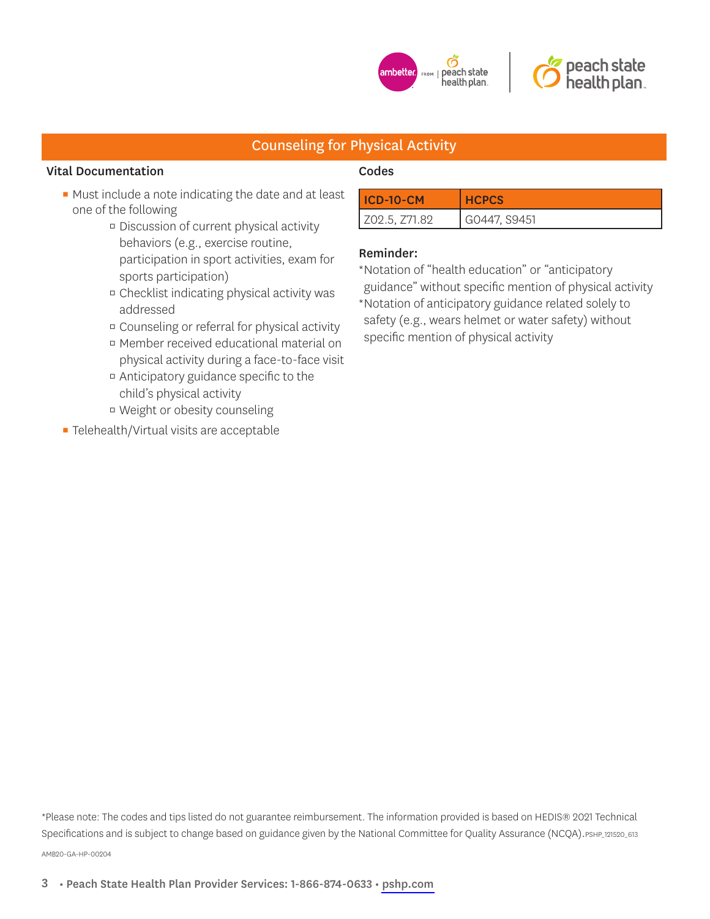## Counseling for Physical Activity

### Vital Documentation

- Must include a note indicating the date and at least one of the following
  - Discussion of current physical activity behaviors (e.g., exercise routine, participation in sport activities, exam for sports participation)
  - Checklist indicating physical activity was addressed
  - Counseling or referral for physical activity
  - Member received educational material on physical activity during a face-to-face visit
  - Anticipatory guidance specific to the child's physical activity
  - Weight or obesity counseling
- Telehealth/Virtual visits are acceptable

### Codes

| ICD-10-CM | HCPCS |
| --- | --- |
| Z02.5, Z71.82 | G0447, S9451 |

### Reminder:

*Notation of "health education" or "anticipatory guidance" without specific mention of physical activity
*Notation of anticipatory guidance related solely to safety (e.g., wears helmet or water safety) without specific mention of physical activity

*Please note: The codes and tips listed do not guarantee reimbursement. The information provided is based on HEDIS® 2021 Technical Specifications and is subject to change based on guidance given by the National Committee for Quality Assurance (NCQA).PSHP_121520_613

AMB20-GA-HP-00204

• Peach State Health Plan Provider Services: 1-866-874-0633 • pshp.com